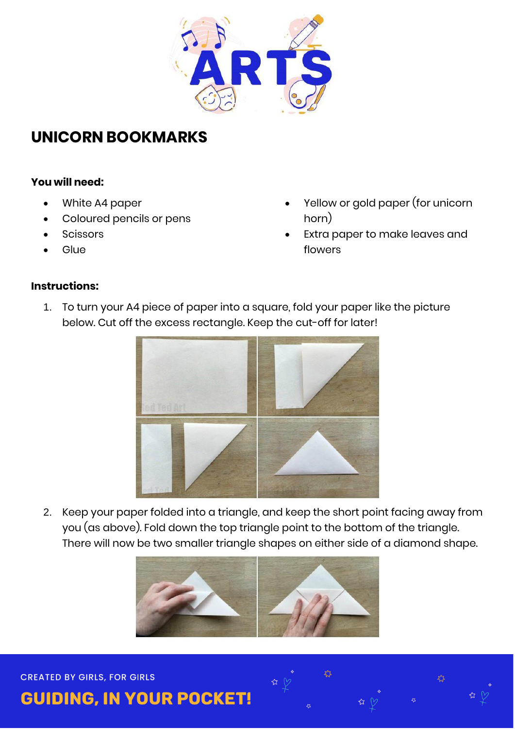## UNICORN BOOKMARKS

**You will need:**

- White A4 paper
- Coloured pencils or pens
- Scissors
- Glue
- Yellow or gold paper (for unicorn horn)
- Extra paper to make leaves and flowers

**Instructions:**

1. To turn your A4 piece of paper into a square, fold your paper like the picture below. Cut off the excess rectangle. Keep the cut-off for later!

2. Keep your paper folded into a triangle, and keep the short point facing away from you (as above). Fold down the top triangle point to the bottom of the triangle. There will now be two smaller triangle shapes on either side of a diamond shape.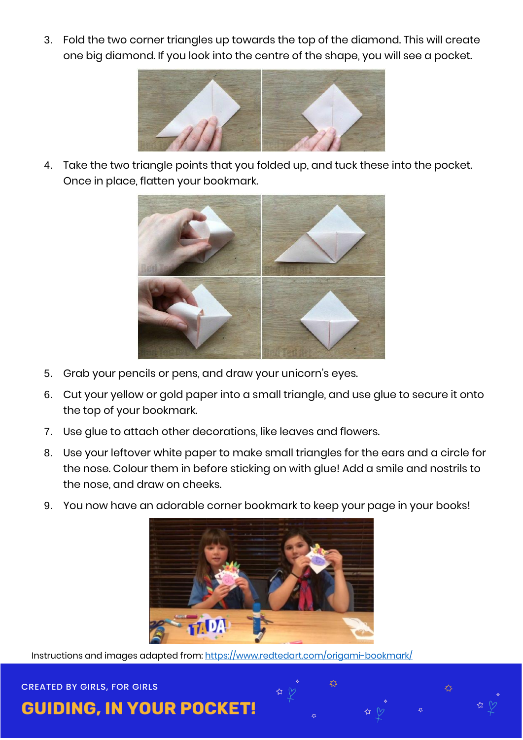3. Fold the two corner triangles up towards the top of the diamond. This will create one big diamond. If you look into the centre of the shape, you will see a pocket.

4. Take the two triangle points that you folded up, and tuck these into the pocket. Once in place, flatten your bookmark.

5. Grab your pencils or pens, and draw your unicorn's eyes.

6. Cut your yellow or gold paper into a small triangle, and use glue to secure it onto the top of your bookmark.

7. Use glue to attach other decorations, like leaves and flowers.

8. Use your leftover white paper to make small triangles for the ears and a circle for the nose. Colour them in before sticking on with glue! Add a smile and nostrils to the nose, and draw on cheeks.

9. You now have an adorable corner bookmark to keep your page in your books!

Instructions and images adapted from: [https://www.redtedart.com/origami-bookmark/](https://www.redtedart.com/origami-bookmark/)

CREATED BY GIRLS, FOR GIRLS

**GUIDING, IN YOUR POCKET!**